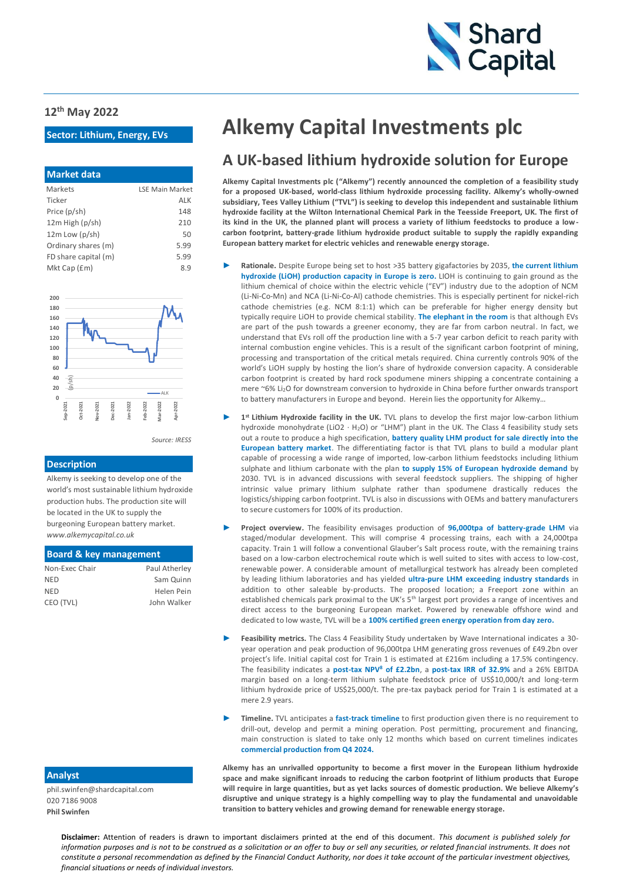12th May 2022

**Sector: Lithium, Energy, EVs**

# Alkemy Capital Investments plc

## A UK-based lithium hydroxide solution for Europe

| Market data | |
|---|---|
| Markets | LSE Main Market |
| Ticker | ALK |
| Price (p/sh) | 148 |
| 12m High (p/sh) | 210 |
| 12m Low (p/sh) | 50 |
| Ordinary shares (m) | 5.99 |
| FD share capital (m) | 5.99 |
| Mkt Cap (£m) | 8.9 |

Source: IRESS

### Description

Alkemy is seeking to develop one of the world's most sustainable lithium hydroxide production hubs. The production site will be located in the UK to supply the burgeoning European battery market.
*www.alkemycapital.co.uk*

### Board & key management

| | |
|---|---|
| Non-Exec Chair | Paul Atherley |
| NED | Sam Quinn |
| NED | Helen Pein |
| CEO (TVL) | John Walker |

### Analyst

phil.swinfen@shardcapital.com
020 7186 9008
**Phil Swinfen**

**Alkemy Capital Investments plc ("Alkemy") recently announced the completion of a feasibility study for a proposed UK-based, world-class lithium hydroxide processing facility. Alkemy's wholly-owned subsidiary, Tees Valley Lithium ("TVL") is seeking to develop this independent and sustainable lithium hydroxide facility at the Wilton International Chemical Park in the Teesside Freeport, UK. The first of its kind in the UK, the planned plant will process a variety of lithium feedstocks to produce a low-carbon footprint, battery-grade lithium hydroxide product suitable to supply the rapidly expanding European battery market for electric vehicles and renewable energy storage.**

- **Rationale.** Despite Europe being set to host >35 battery gigafactories by 2035, **the current lithium hydroxide (LiOH) production capacity in Europe is zero.** LIOH is continuing to gain ground as the lithium chemical of choice within the electric vehicle ("EV") industry due to the adoption of NCM (Li-Ni-Co-Mn) and NCA (Li-Ni-Co-Al) cathode chemistries. This is especially pertinent for nickel-rich cathode chemistries (e.g. NCM 8:1:1) which can be preferable for higher energy density but typically require LiOH to provide chemical stability. **The elephant in the room** is that although EVs are part of the push towards a greener economy, they are far from carbon neutral. In fact, we understand that EVs roll off the production line with a 5-7 year carbon deficit to reach parity with internal combustion engine vehicles. This is a result of the significant carbon footprint of mining, processing and transportation of the critical metals required. China currently controls 90% of the world's LiOH supply by hosting the lion's share of hydroxide conversion capacity. A considerable carbon footprint is created by hard rock spodumene miners shipping a concentrate containing a mere ~6% $Li_2O$ for downstream conversion to hydroxide in China before further onwards transport to battery manufacturers in Europe and beyond. Herein lies the opportunity for Alkemy…

- **1st Lithium Hydroxide facility in the UK.** TVL plans to develop the first major low-carbon lithium hydroxide monohydrate ($LiO_2 \cdot H_2O$) or "LHM") plant in the UK. The Class 4 feasibility study sets out a route to produce a high specification, **battery quality LHM product for sale directly into the European battery market**. The differentiating factor is that TVL plans to build a modular plant capable of processing a wide range of imported, low-carbon lithium feedstocks including lithium sulphate and lithium carbonate with the plan **to supply 15% of European hydroxide demand** by 2030. TVL is in advanced discussions with several feedstock suppliers. The shipping of higher intrinsic value primary lithium sulphate rather than spodumene drastically reduces the logistics/shipping carbon footprint. TVL is also in discussions with OEMs and battery manufacturers to secure customers for 100% of its production.

- **Project overview.** The feasibility envisages production of **96,000tpa of battery-grade LHM** via staged/modular development. This will comprise 4 processing trains, each with a 24,000tpa capacity. Train 1 will follow a conventional Glauber's Salt process route, with the remaining trains based on a low-carbon electrochemical route which is well suited to sites with access to low-cost, renewable power. A considerable amount of metallurgical testwork has already been completed by leading lithium laboratories and has yielded **ultra-pure LHM exceeding industry standards** in addition to other saleable by-products. The proposed location; a Freeport zone within an established chemicals park proximal to the UK's 5th largest port provides a range of incentives and direct access to the burgeoning European market. Powered by renewable offshore wind and dedicated to low waste, TVL will be a **100% certified green energy operation from day zero.**

- **Feasibility metrics.** The Class 4 Feasibility Study undertaken by Wave International indicates a 30-year operation and peak production of 96,000tpa LHM generating gross revenues of £49.2bn over project's life. Initial capital cost for Train 1 is estimated at £216m including a 17.5% contingency. The feasibility indicates a **post-tax NPV[8] of £2.2bn**, a **post-tax IRR of 32.9%** and a 26% EBITDA margin based on a long-term lithium sulphate feedstock price of US$10,000/t and long-term lithium hydroxide price of US$25,000/t. The pre-tax payback period for Train 1 is estimated at a mere 2.9 years.

- **Timeline.** TVL anticipates a **fast-track timeline** to first production given there is no requirement to drill-out, develop and permit a mining operation. Post permitting, procurement and financing, main construction is slated to take only 12 months which based on current timelines indicates **commercial production from Q4 2024.**

**Alkemy has an unrivalled opportunity to become a first mover in the European lithium hydroxide space and make significant inroads to reducing the carbon footprint of lithium products that Europe will require in large quantities, but as yet lacks sources of domestic production. We believe Alkemy's disruptive and unique strategy is a highly compelling way to play the fundamental and unavoidable transition to battery vehicles and growing demand for renewable energy storage.**

**Disclaimer:** Attention of readers is drawn to important disclaimers printed at the end of this document. *This document is published solely for information purposes and is not to be construed as a solicitation or an offer to buy or sell any securities, or related financial instruments. It does not constitute a personal recommendation as defined by the Financial Conduct Authority, nor does it take account of the particular investment objectives, financial situations or needs of individual investors.*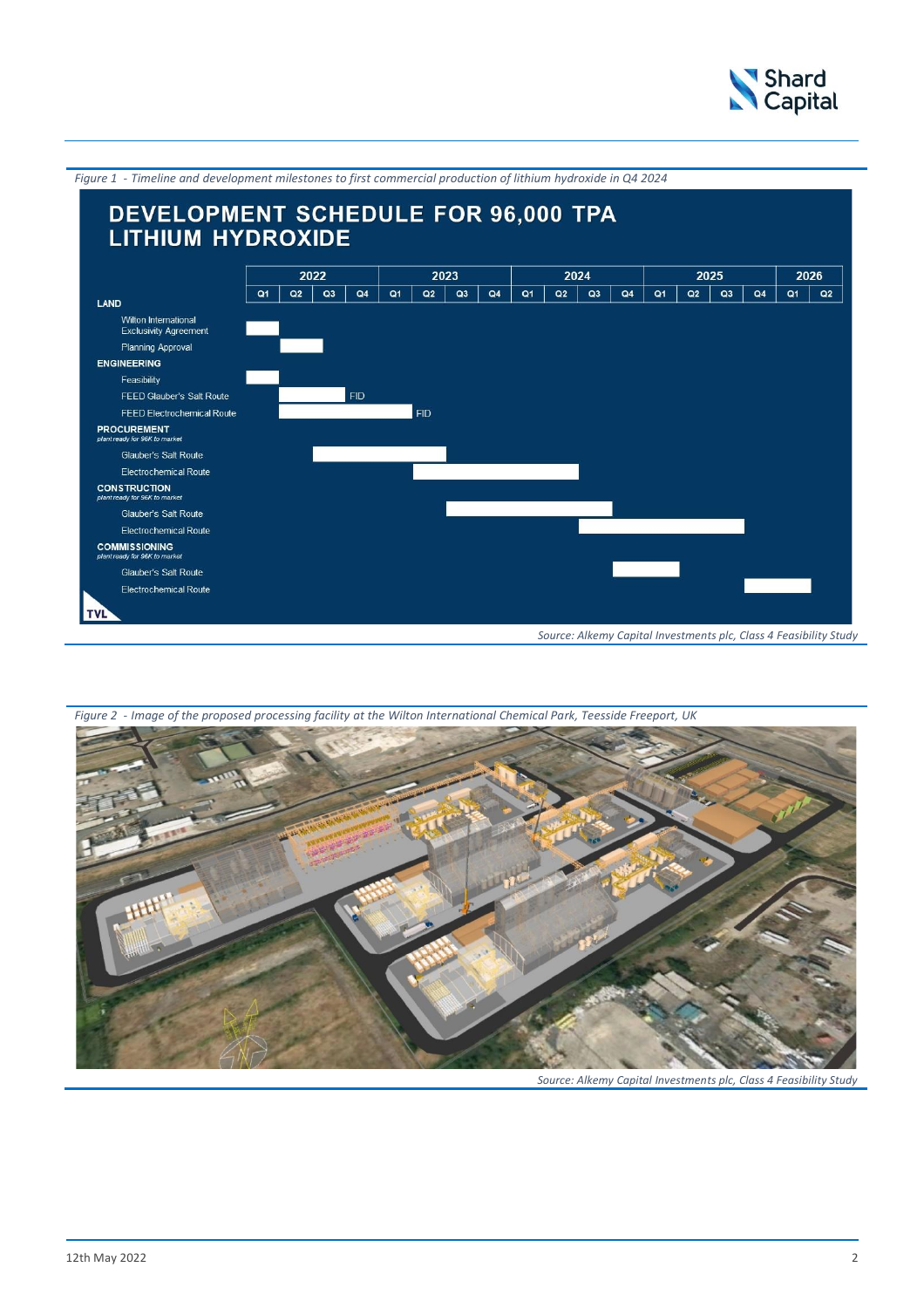*Figure 1 - Timeline and development milestones to first commercial production of lithium hydroxide in Q4 2024*

## DEVELOPMENT SCHEDULE FOR 96,000 TPA LITHIUM HYDROXIDE

| | 2022 | | | | 2023 | | | | 2024 | | | | 2025 | | | | 2026 | |
|---|---|---|---|---|---|---|---|---|---|---|---|---|---|---|---|---|---|---|
| | Q1 | Q2 | Q3 | Q4 | Q1 | Q2 | Q3 | Q4 | Q1 | Q2 | Q3 | Q4 | Q1 | Q2 | Q3 | Q4 | Q1 | Q2 |
| **LAND** | | | | | | | | | | | | | | | | | | |
| Wilton International Exclusivity Agreement | ■ | | | | | | | | | | | | | | | | | |
| Planning Approval | | ■ | ■ | | | | | | | | | | | | | | | |
| **ENGINEERING** | | | | | | | | | | | | | | | | | | |
| Feasibility | ■ | | | | | | | | | | | | | | | | | |
| FEED Glauber's Salt Route | | ■ | ■ | FID | | | | | | | | | | | | | | |
| FEED Electrochemical Route | | ■ | ■ | ■ | ■ | FID | | | | | | | | | | | | |
| **PROCUREMENT** *plant ready for 96K to market* | | | | | | | | | | | | | | | | | | |
| Glauber's Salt Route | | | ■ | ■ | ■ | ■ | | | | | | | | | | | | |
| Electrochemical Route | | | | | | ■ | ■ | ■ | ■ | ■ | | | | | | | | |
| **CONSTRUCTION** *plant ready for 96K to market* | | | | | | | | | | | | | | | | | | |
| Glauber's Salt Route | | | | | | | ■ | ■ | ■ | ■ | ■ | | | | | | | |
| Electrochemical Route | | | | | | | | | | | ■ | ■ | ■ | ■ | ■ | | | |
| **COMMISSIONING** *plant ready for 96K to market* | | | | | | | | | | | | | | | | | | |
| Glauber's Salt Route | | | | | | | | | | | | ■ | ■ | | | | | |
| Electrochemical Route | | | | | | | | | | | | | | | | ■ | ■ | |

TVL

*Source: Alkemy Capital Investments plc, Class 4 Feasibility Study*

*Figure 2 - Image of the proposed processing facility at the Wilton International Chemical Park, Teesside Freeport, UK*

*Source: Alkemy Capital Investments plc, Class 4 Feasibility Study*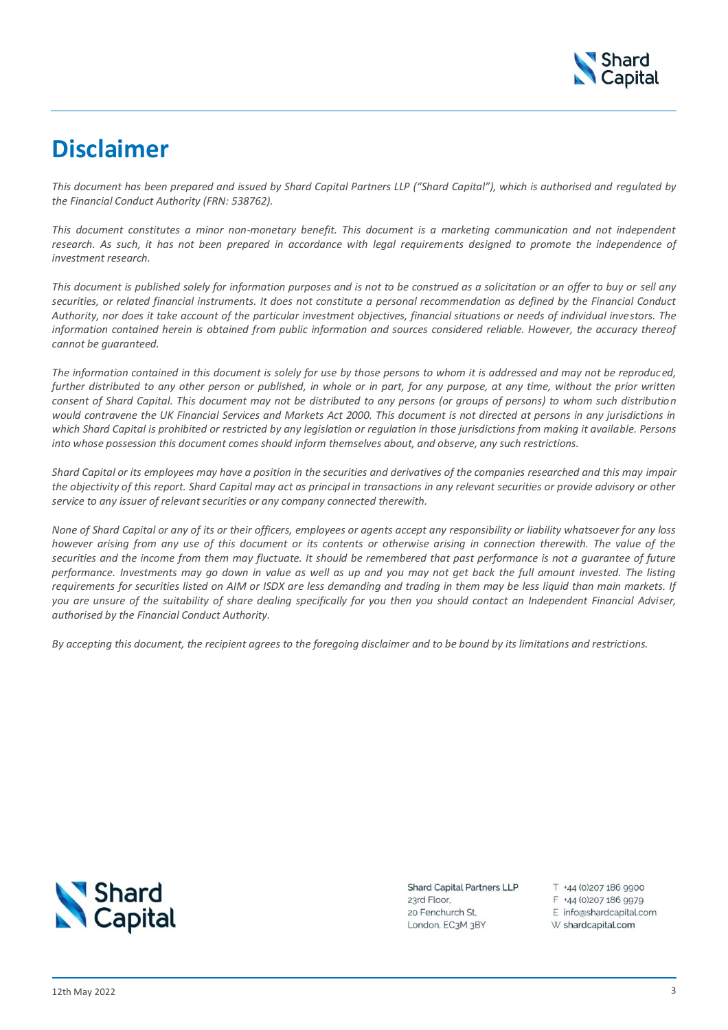# Disclaimer

*This document has been prepared and issued by Shard Capital Partners LLP ("Shard Capital"), which is authorised and regulated by the Financial Conduct Authority (FRN: 538762).*

*This document constitutes a minor non-monetary benefit. This document is a marketing communication and not independent research. As such, it has not been prepared in accordance with legal requirements designed to promote the independence of investment research.*

*This document is published solely for information purposes and is not to be construed as a solicitation or an offer to buy or sell any securities, or related financial instruments. It does not constitute a personal recommendation as defined by the Financial Conduct Authority, nor does it take account of the particular investment objectives, financial situations or needs of individual investors. The information contained herein is obtained from public information and sources considered reliable. However, the accuracy thereof cannot be guaranteed.*

*The information contained in this document is solely for use by those persons to whom it is addressed and may not be reproduced, further distributed to any other person or published, in whole or in part, for any purpose, at any time, without the prior written consent of Shard Capital. This document may not be distributed to any persons (or groups of persons) to whom such distribution would contravene the UK Financial Services and Markets Act 2000. This document is not directed at persons in any jurisdictions in which Shard Capital is prohibited or restricted by any legislation or regulation in those jurisdictions from making it available. Persons into whose possession this document comes should inform themselves about, and observe, any such restrictions.*

*Shard Capital or its employees may have a position in the securities and derivatives of the companies researched and this may impair the objectivity of this report. Shard Capital may act as principal in transactions in any relevant securities or provide advisory or other service to any issuer of relevant securities or any company connected therewith.*

*None of Shard Capital or any of its or their officers, employees or agents accept any responsibility or liability whatsoever for any loss however arising from any use of this document or its contents or otherwise arising in connection therewith. The value of the securities and the income from them may fluctuate. It should be remembered that past performance is not a guarantee of future performance. Investments may go down in value as well as up and you may not get back the full amount invested. The listing requirements for securities listed on AIM or ISDX are less demanding and trading in them may be less liquid than main markets. If you are unsure of the suitability of share dealing specifically for you then you should contact an Independent Financial Adviser, authorised by the Financial Conduct Authority.*

*By accepting this document, the recipient agrees to the foregoing disclaimer and to be bound by its limitations and restrictions.*

Shard Capital Partners LLP
23rd Floor,
20 Fenchurch St,
London, EC3M 3BY

T +44 (0)207 186 9900
F +44 (0)207 186 9979
E info@shardcapital.com
W shardcapital.com

12th May 2022